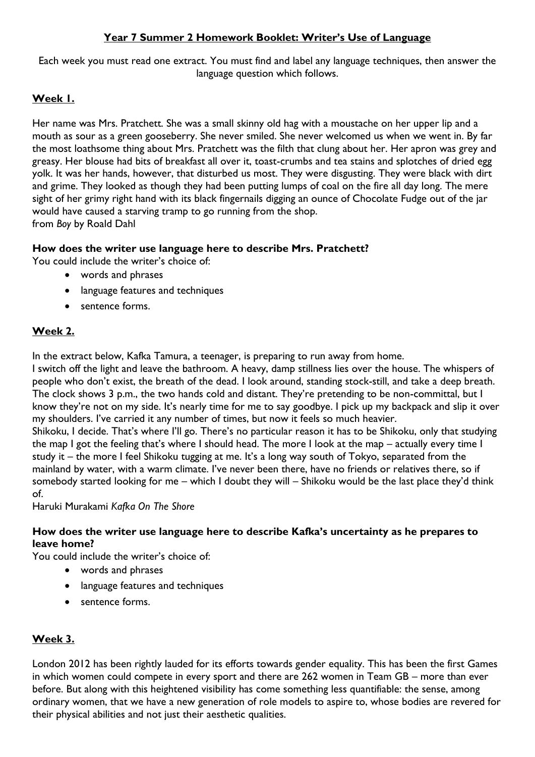# <u>Year 7 Summer 2 Homework Booklet: Writer's Use of Language</u>

Each week you must read one extract. You must find and label any language techniques, then answer the language question which follows.

## <u>Week 1.</u>

Her name was Mrs. Pratchett. She was a small skinny old hag with a moustache on her upper lip and a mouth as sour as a green gooseberry. She never smiled. She never welcomed us when we went in. By far the most loathsome thing about Mrs. Pratchett was the filth that clung about her. Her apron was grey and greasy. Her blouse had bits of breakfast all over it, toast-crumbs and tea stains and splotches of dried egg yolk. It was her hands, however, that disturbed us most. They were disgusting. They were black with dirt and grime. They looked as though they had been putting lumps of coal on the fire all day long. The mere sight of her grimy right hand with its black fingernails digging an ounce of Chocolate Fudge out of the jar would have caused a starving tramp to go running from the shop.
from *Boy* by Roald Dahl

**How does the writer use language here to describe Mrs. Pratchett?**
You could include the writer's choice of:

- words and phrases
- language features and techniques
- sentence forms.

## <u>Week 2.</u>

In the extract below, Kafka Tamura, a teenager, is preparing to run away from home.
I switch off the light and leave the bathroom. A heavy, damp stillness lies over the house. The whispers of people who don't exist, the breath of the dead. I look around, standing stock-still, and take a deep breath. The clock shows 3 p.m., the two hands cold and distant. They're pretending to be non-committal, but I know they're not on my side. It's nearly time for me to say goodbye. I pick up my backpack and slip it over my shoulders. I've carried it any number of times, but now it feels so much heavier.
Shikoku, I decide. That's where I'll go. There's no particular reason it has to be Shikoku, only that studying the map I got the feeling that's where I should head. The more I look at the map – actually every time I study it – the more I feel Shikoku tugging at me. It's a long way south of Tokyo, separated from the mainland by water, with a warm climate. I've never been there, have no friends or relatives there, so if somebody started looking for me – which I doubt they will – Shikoku would be the last place they'd think of.
Haruki Murakami *Kafka On The Shore*

**How does the writer use language here to describe Kafka's uncertainty as he prepares to leave home?**
You could include the writer's choice of:

- words and phrases
- language features and techniques
- sentence forms.

## <u>Week 3.</u>

London 2012 has been rightly lauded for its efforts towards gender equality. This has been the first Games in which women could compete in every sport and there are 262 women in Team GB – more than ever before. But along with this heightened visibility has come something less quantifiable: the sense, among ordinary women, that we have a new generation of role models to aspire to, whose bodies are revered for their physical abilities and not just their aesthetic qualities.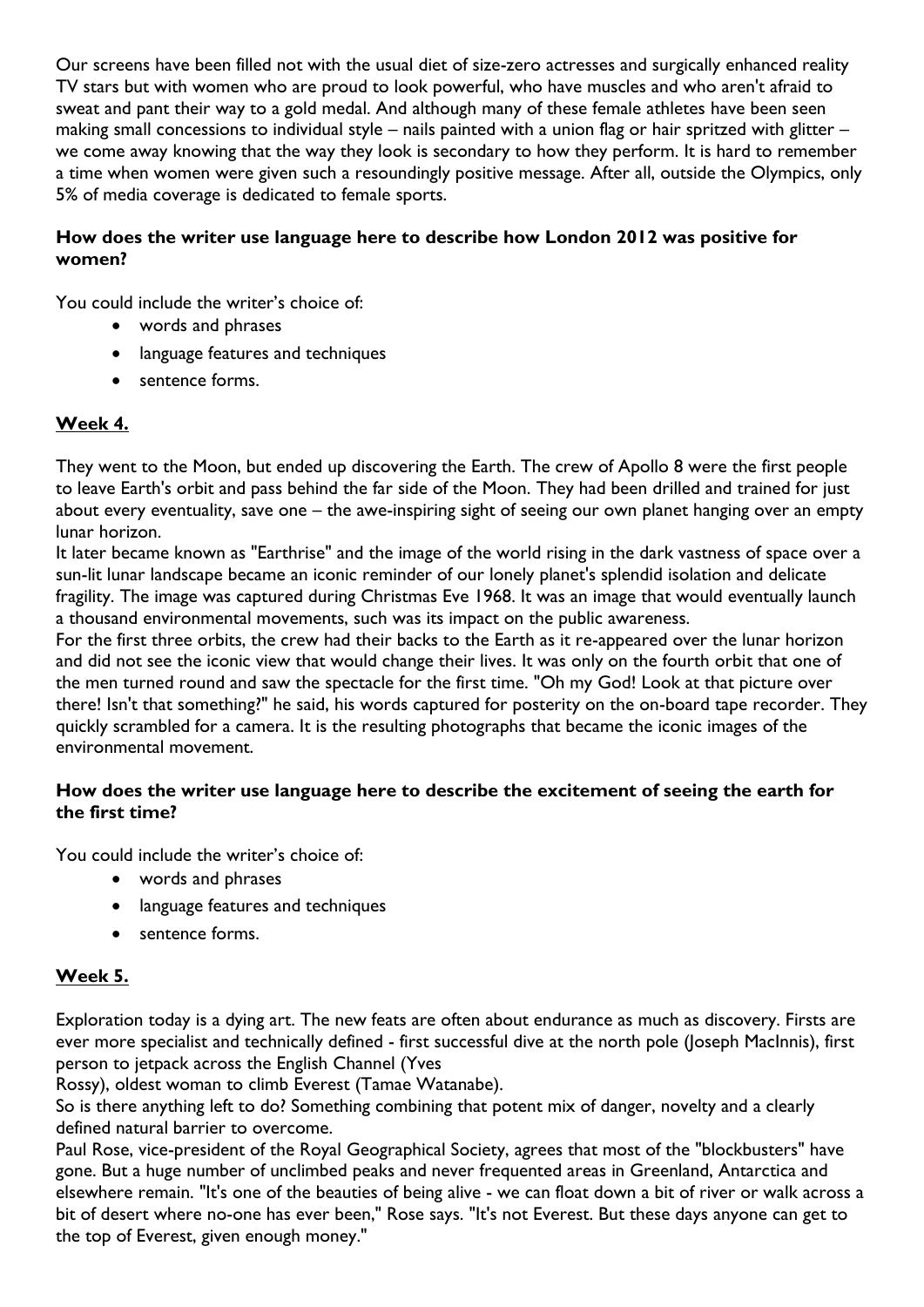Our screens have been filled not with the usual diet of size-zero actresses and surgically enhanced reality TV stars but with women who are proud to look powerful, who have muscles and who aren't afraid to sweat and pant their way to a gold medal. And although many of these female athletes have been seen making small concessions to individual style – nails painted with a union flag or hair spritzed with glitter – we come away knowing that the way they look is secondary to how they perform. It is hard to remember a time when women were given such a resoundingly positive message. After all, outside the Olympics, only 5% of media coverage is dedicated to female sports.

**How does the writer use language here to describe how London 2012 was positive for women?**

You could include the writer's choice of:

- words and phrases
- language features and techniques
- sentence forms.

## Week 4.

They went to the Moon, but ended up discovering the Earth. The crew of Apollo 8 were the first people to leave Earth's orbit and pass behind the far side of the Moon. They had been drilled and trained for just about every eventuality, save one – the awe-inspiring sight of seeing our own planet hanging over an empty lunar horizon.

It later became known as "Earthrise" and the image of the world rising in the dark vastness of space over a sun-lit lunar landscape became an iconic reminder of our lonely planet's splendid isolation and delicate fragility. The image was captured during Christmas Eve 1968. It was an image that would eventually launch a thousand environmental movements, such was its impact on the public awareness.

For the first three orbits, the crew had their backs to the Earth as it re-appeared over the lunar horizon and did not see the iconic view that would change their lives. It was only on the fourth orbit that one of the men turned round and saw the spectacle for the first time. "Oh my God! Look at that picture over there! Isn't that something?" he said, his words captured for posterity on the on-board tape recorder. They quickly scrambled for a camera. It is the resulting photographs that became the iconic images of the environmental movement.

**How does the writer use language here to describe the excitement of seeing the earth for the first time?**

You could include the writer's choice of:

- words and phrases
- language features and techniques
- sentence forms.

## Week 5.

Exploration today is a dying art. The new feats are often about endurance as much as discovery. Firsts are ever more specialist and technically defined - first successful dive at the north pole (Joseph MacInnis), first person to jetpack across the English Channel (Yves
Rossy), oldest woman to climb Everest (Tamae Watanabe).

So is there anything left to do? Something combining that potent mix of danger, novelty and a clearly defined natural barrier to overcome.

Paul Rose, vice-president of the Royal Geographical Society, agrees that most of the "blockbusters" have gone. But a huge number of unclimbed peaks and never frequented areas in Greenland, Antarctica and elsewhere remain. "It's one of the beauties of being alive - we can float down a bit of river or walk across a bit of desert where no-one has ever been," Rose says. "It's not Everest. But these days anyone can get to the top of Everest, given enough money."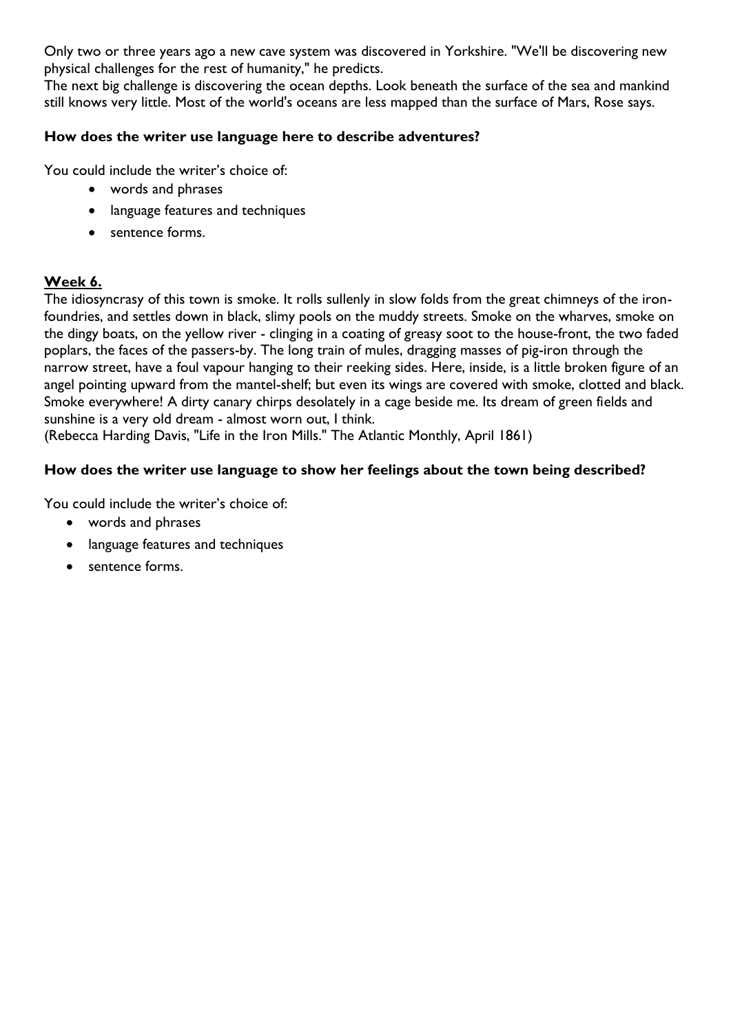Only two or three years ago a new cave system was discovered in Yorkshire. "We'll be discovering new physical challenges for the rest of humanity," he predicts.
The next big challenge is discovering the ocean depths. Look beneath the surface of the sea and mankind still knows very little. Most of the world's oceans are less mapped than the surface of Mars, Rose says.

**How does the writer use language here to describe adventures?**

You could include the writer's choice of:

- words and phrases
- language features and techniques
- sentence forms.

**Week 6.**

The idiosyncrasy of this town is smoke. It rolls sullenly in slow folds from the great chimneys of the iron-foundries, and settles down in black, slimy pools on the muddy streets. Smoke on the wharves, smoke on the dingy boats, on the yellow river - clinging in a coating of greasy soot to the house-front, the two faded poplars, the faces of the passers-by. The long train of mules, dragging masses of pig-iron through the narrow street, have a foul vapour hanging to their reeking sides. Here, inside, is a little broken figure of an angel pointing upward from the mantel-shelf; but even its wings are covered with smoke, clotted and black. Smoke everywhere! A dirty canary chirps desolately in a cage beside me. Its dream of green fields and sunshine is a very old dream - almost worn out, I think.
(Rebecca Harding Davis, "Life in the Iron Mills." The Atlantic Monthly, April 1861)

**How does the writer use language to show her feelings about the town being described?**

You could include the writer's choice of:

- words and phrases
- language features and techniques
- sentence forms.